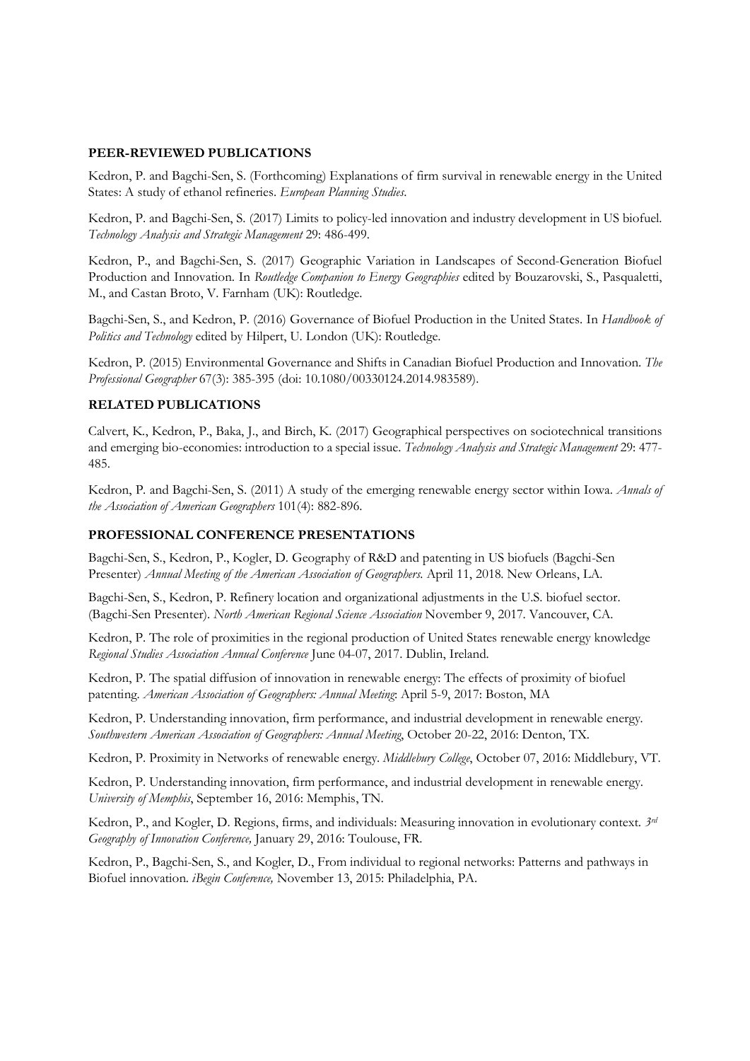**PEER-REVIEWED PUBLICATIONS**

Kedron, P. and Bagchi-Sen, S. (Forthcoming) Explanations of firm survival in renewable energy in the United States: A study of ethanol refineries. *European Planning Studies*.

Kedron, P. and Bagchi-Sen, S. (2017) Limits to policy-led innovation and industry development in US biofuel. *Technology Analysis and Strategic Management* 29: 486-499.

Kedron, P., and Bagchi-Sen, S. (2017) Geographic Variation in Landscapes of Second-Generation Biofuel Production and Innovation. In *Routledge Companion to Energy Geographies* edited by Bouzarovski, S., Pasqualetti, M., and Castan Broto, V. Farnham (UK): Routledge.

Bagchi-Sen, S., and Kedron, P. (2016) Governance of Biofuel Production in the United States. In *Handbook of Politics and Technology* edited by Hilpert, U. London (UK): Routledge.

Kedron, P. (2015) Environmental Governance and Shifts in Canadian Biofuel Production and Innovation. *The Professional Geographer* 67(3): 385-395 (doi: 10.1080/00330124.2014.983589).

**RELATED PUBLICATIONS**

Calvert, K., Kedron, P., Baka, J., and Birch, K. (2017) Geographical perspectives on sociotechnical transitions and emerging bio-economies: introduction to a special issue. *Technology Analysis and Strategic Management* 29: 477-485.

Kedron, P. and Bagchi-Sen, S. (2011) A study of the emerging renewable energy sector within Iowa. *Annals of the Association of American Geographers* 101(4): 882-896.

**PROFESSIONAL CONFERENCE PRESENTATIONS**

Bagchi-Sen, S., Kedron, P., Kogler, D. Geography of R&D and patenting in US biofuels (Bagchi-Sen Presenter) *Annual Meeting of the American Association of Geographers*. April 11, 2018. New Orleans, LA.

Bagchi-Sen, S., Kedron, P. Refinery location and organizational adjustments in the U.S. biofuel sector. (Bagchi-Sen Presenter). *North American Regional Science Association* November 9, 2017. Vancouver, CA.

Kedron, P. The role of proximities in the regional production of United States renewable energy knowledge *Regional Studies Association Annual Conference* June 04-07, 2017. Dublin, Ireland.

Kedron, P. The spatial diffusion of innovation in renewable energy: The effects of proximity of biofuel patenting. *American Association of Geographers: Annual Meeting*: April 5-9, 2017: Boston, MA

Kedron, P. Understanding innovation, firm performance, and industrial development in renewable energy. *Southwestern American Association of Geographers: Annual Meeting*, October 20-22, 2016: Denton, TX.

Kedron, P. Proximity in Networks of renewable energy. *Middlebury College*, October 07, 2016: Middlebury, VT.

Kedron, P. Understanding innovation, firm performance, and industrial development in renewable energy. *University of Memphis*, September 16, 2016: Memphis, TN.

Kedron, P., and Kogler, D. Regions, firms, and individuals: Measuring innovation in evolutionary context. *3rd Geography of Innovation Conference,* January 29, 2016: Toulouse, FR.

Kedron, P., Bagchi-Sen, S., and Kogler, D., From individual to regional networks: Patterns and pathways in Biofuel innovation. *iBegin Conference,* November 13, 2015: Philadelphia, PA.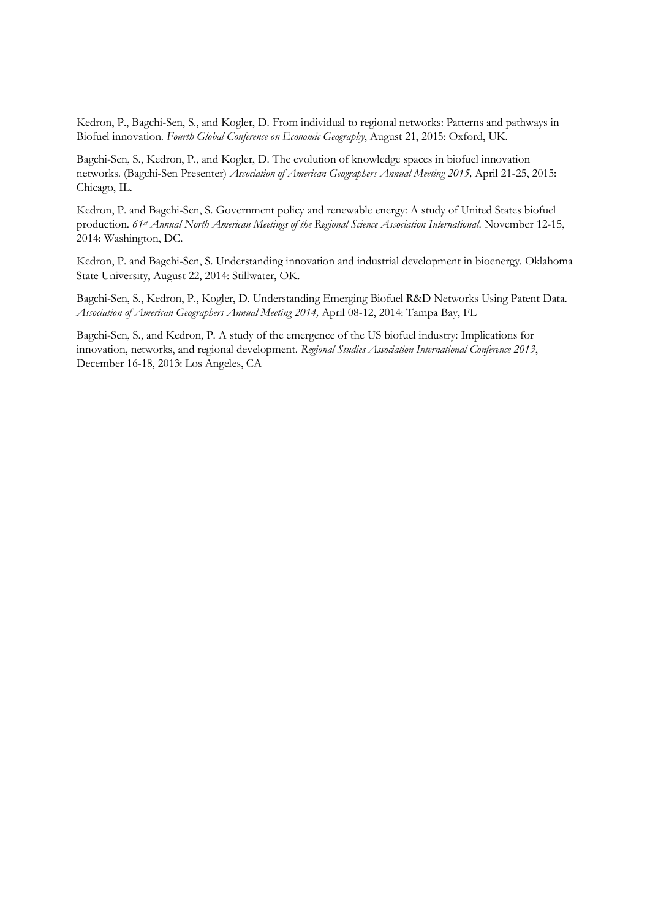Kedron, P., Bagchi-Sen, S., and Kogler, D. From individual to regional networks: Patterns and pathways in Biofuel innovation. *Fourth Global Conference on Economic Geography*, August 21, 2015: Oxford, UK.

Bagchi-Sen, S., Kedron, P., and Kogler, D. The evolution of knowledge spaces in biofuel innovation networks. (Bagchi-Sen Presenter) *Association of American Geographers Annual Meeting 2015,* April 21-25, 2015: Chicago, IL.

Kedron, P. and Bagchi-Sen, S. Government policy and renewable energy: A study of United States biofuel production. *61st Annual North American Meetings of the Regional Science Association International*. November 12-15, 2014: Washington, DC.

Kedron, P. and Bagchi-Sen, S. Understanding innovation and industrial development in bioenergy. Oklahoma State University, August 22, 2014: Stillwater, OK.

Bagchi-Sen, S., Kedron, P., Kogler, D. Understanding Emerging Biofuel R&D Networks Using Patent Data. *Association of American Geographers Annual Meeting 2014,* April 08-12, 2014: Tampa Bay, FL

Bagchi-Sen, S., and Kedron, P. A study of the emergence of the US biofuel industry: Implications for innovation, networks, and regional development. *Regional Studies Association International Conference 2013*, December 16-18, 2013: Los Angeles, CA